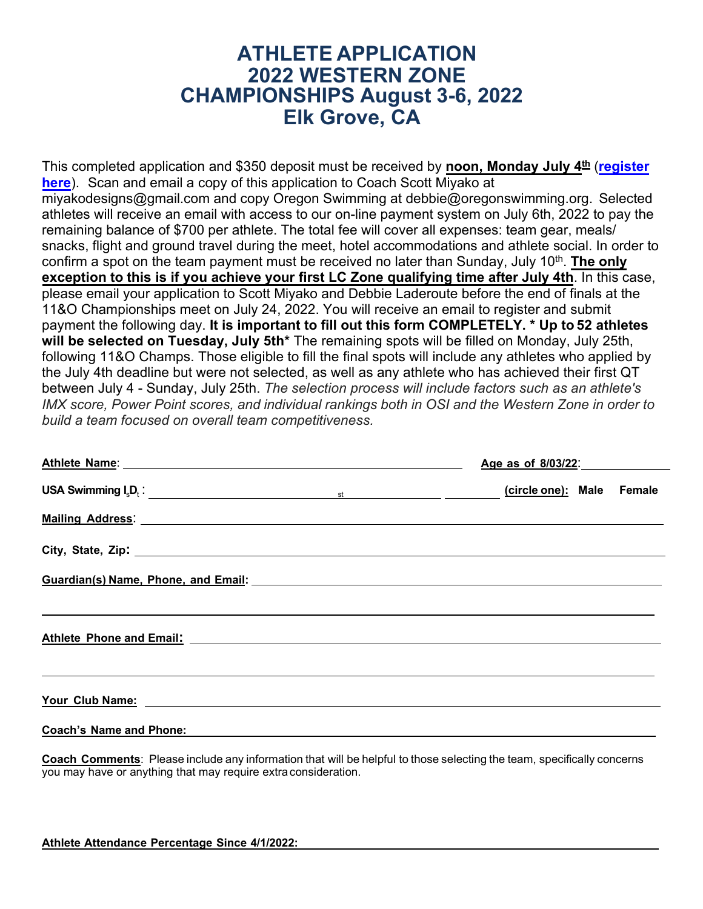# ATHLETE APPLICATION 2022 WESTERN ZONE CHAMPIONSHIPS August 3-6, 2022 Elk Grove, CA

This completed application and $350 deposit must be received by **noon, Monday July 4th** (**register here**). Scan and email a copy of this application to Coach Scott Miyako at miyakodesigns@gmail.com and copy Oregon Swimming at debbie@oregonswimming.org. Selected athletes will receive an email with access to our on-line payment system on July 6th, 2022 to pay the remaining balance of $700 per athlete. The total fee will cover all expenses: team gear, meals/ snacks, flight and ground travel during the meet, hotel accommodations and athlete social. In order to confirm a spot on the team payment must be received no later than Sunday, July 10th. **The only exception to this is if you achieve your first LC Zone qualifying time after July 4th**. In this case, please email your application to Scott Miyako and Debbie Laderoute before the end of finals at the 11&O Championships meet on July 24, 2022. You will receive an email to register and submit payment the following day. **It is important to fill out this form COMPLETELY. * Up to 52 athletes will be selected on Tuesday, July 5th*** The remaining spots will be filled on Monday, July 25th, following 11&O Champs. Those eligible to fill the final spots will include any athletes who applied by the July 4th deadline but were not selected, as well as any athlete who has achieved their first QT between July 4 - Sunday, July 25th. *The selection process will include factors such as an athlete's IMX score, Power Point scores, and individual rankings both in OSI and the Western Zone in order to build a team focused on overall team competitiveness.*

**Athlete Name**: ______________________________ **Age as of 8/03/22**: __________

**USA Swimming I.D.**: ______________________________ **(circle one): Male Female**

**Mailing Address**: ______________________________

**City, State, Zip:** ______________________________

**Guardian(s) Name, Phone, and Email:** ______________________________

______________________________

**Athlete Phone and Email:** ______________________________

______________________________

**Your Club Name:** ______________________________

**Coach's Name and Phone:** ______________________________

**Coach Comments**: Please include any information that will be helpful to those selecting the team, specifically concerns you may have or anything that may require extra consideration.

**Athlete Attendance Percentage Since 4/1/2022:** ______________________________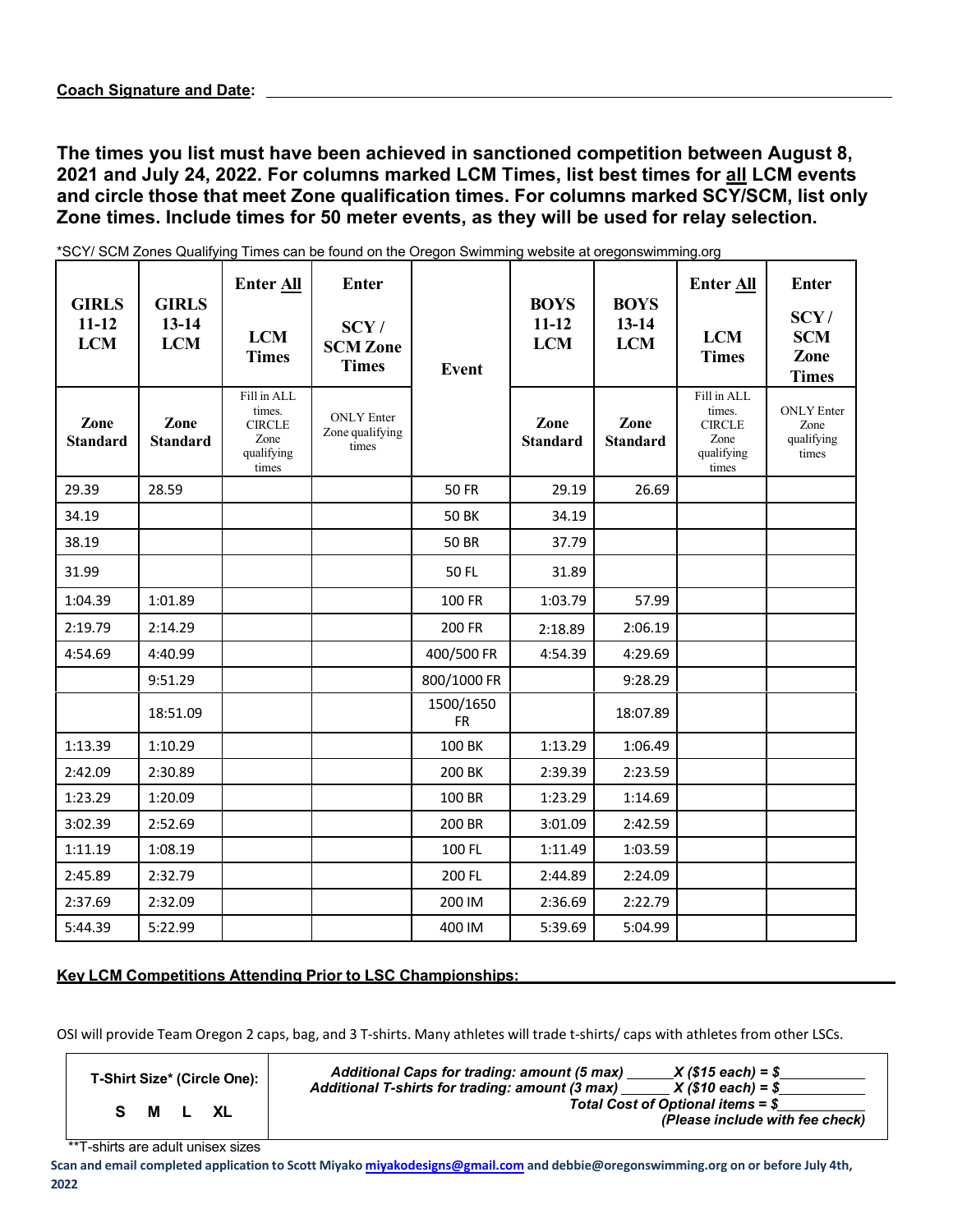**Coach Signature and Date:** \_\_\_\_\_\_\_\_\_\_\_\_\_\_\_\_\_\_\_\_\_\_\_\_\_\_\_\_\_\_\_\_\_\_\_\_\_\_\_\_\_\_

**The times you list must have been achieved in sanctioned competition between August 8, 2021 and July 24, 2022. For columns marked LCM Times, list best times for all LCM events and circle those that meet Zone qualification times. For columns marked SCY/SCM, list only Zone times. Include times for 50 meter events, as they will be used for relay selection.**

*SCY/ SCM Zones Qualifying Times can be found on the Oregon Swimming website at oregonswimming.org

| GIRLS 11-12 LCM | GIRLS 13-14 LCM | Enter All LCM Times | Enter SCY / SCM Zone Times | Event | BOYS 11-12 LCM | BOYS 13-14 LCM | Enter All LCM Times | Enter SCY / SCM Zone Times |
|---|---|---|---|---|---|---|---|---|
| Zone Standard | Zone Standard | Fill in ALL times. CIRCLE Zone qualifying times | ONLY Enter Zone qualifying times | | Zone Standard | Zone Standard | Fill in ALL times. CIRCLE Zone qualifying times | ONLY Enter Zone qualifying times |
| 29.39 | 28.59 | | | 50 FR | 29.19 | 26.69 | | |
| 34.19 | | | | 50 BK | 34.19 | | | |
| 38.19 | | | | 50 BR | 37.79 | | | |
| 31.99 | | | | 50 FL | 31.89 | | | |
| 1:04.39 | 1:01.89 | | | 100 FR | 1:03.79 | 57.99 | | |
| 2:19.79 | 2:14.29 | | | 200 FR | 2:18.89 | 2:06.19 | | |
| 4:54.69 | 4:40.99 | | | 400/500 FR | 4:54.39 | 4:29.69 | | |
| | 9:51.29 | | | 800/1000 FR | | 9:28.29 | | |
| | 18:51.09 | | | 1500/1650 FR | | 18:07.89 | | |
| 1:13.39 | 1:10.29 | | | 100 BK | 1:13.29 | 1:06.49 | | |
| 2:42.09 | 2:30.89 | | | 200 BK | 2:39.39 | 2:23.59 | | |
| 1:23.29 | 1:20.09 | | | 100 BR | 1:23.29 | 1:14.69 | | |
| 3:02.39 | 2:52.69 | | | 200 BR | 3:01.09 | 2:42.59 | | |
| 1:11.19 | 1:08.19 | | | 100 FL | 1:11.49 | 1:03.59 | | |
| 2:45.89 | 2:32.79 | | | 200 FL | 2:44.89 | 2:24.09 | | |
| 2:37.69 | 2:32.09 | | | 200 IM | 2:36.69 | 2:22.79 | | |
| 5:44.39 | 5:22.99 | | | 400 IM | 5:39.69 | 5:04.99 | | |

**Key LCM Competitions Attending Prior to LSC Championships:** \_\_\_\_\_\_\_\_\_\_\_\_\_\_\_\_\_\_\_\_\_\_\_\_\_\_\_\_\_\_\_\_\_\_\_\_\_\_\_\_\_\_

OSI will provide Team Oregon 2 caps, bag, and 3 T-shirts. Many athletes will trade t-shirts/ caps with athletes from other LSCs.

| | |
|---|---|
| **T-Shirt Size* (Circle One):**<br>**S M L XL** | ***Additional Caps for trading: amount (5 max) \_\_\_\_\_\_X ($15 each) = $\_\_\_\_\_\_\_\_\_\_\_\_***<br>***Additional T-shirts for trading: amount (3 max) \_\_\_\_\_\_X ($10 each) = $\_\_\_\_\_\_\_\_\_\_\_\_***<br>***Total Cost of Optional items = $\_\_\_\_\_\_\_\_\_\_\_\_***<br>***(Please include with fee check)*** |

**T-shirts are adult unisex sizes

**Scan and email completed application to Scott Miyako miyakodesigns@gmail.com and debbie@oregonswimming.org on or before July 4th, 2022**